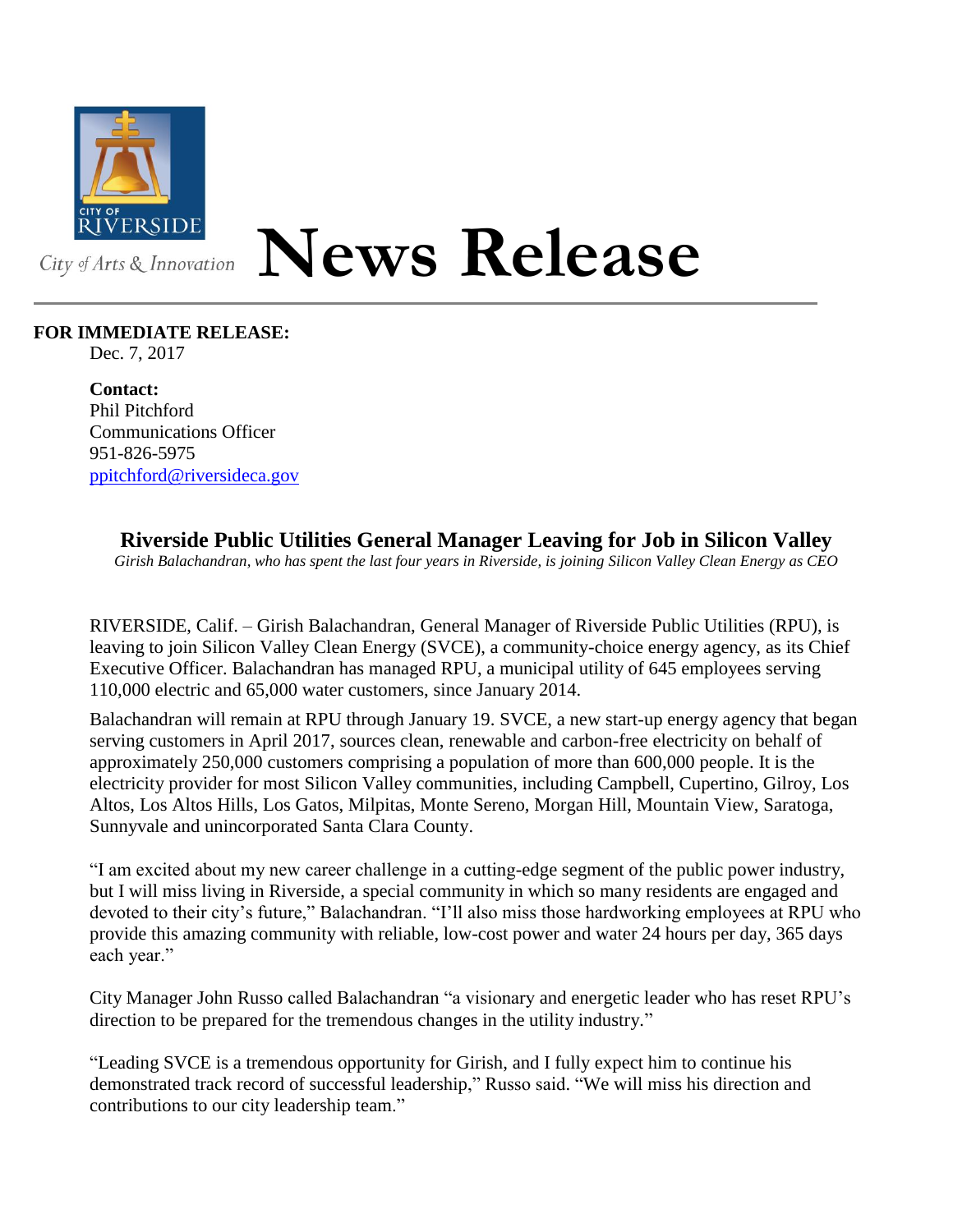CITY OF RIVERSIDE

City of Arts & Innovation

# News Release

**FOR IMMEDIATE RELEASE:**
Dec. 7, 2017

**Contact:**
Phil Pitchford
Communications Officer
951-826-5975
ppitchford@riversideca.gov

## Riverside Public Utilities General Manager Leaving for Job in Silicon Valley

*Girish Balachandran, who has spent the last four years in Riverside, is joining Silicon Valley Clean Energy as CEO*

RIVERSIDE, Calif. – Girish Balachandran, General Manager of Riverside Public Utilities (RPU), is leaving to join Silicon Valley Clean Energy (SVCE), a community-choice energy agency, as its Chief Executive Officer. Balachandran has managed RPU, a municipal utility of 645 employees serving 110,000 electric and 65,000 water customers, since January 2014.

Balachandran will remain at RPU through January 19. SVCE, a new start-up energy agency that began serving customers in April 2017, sources clean, renewable and carbon-free electricity on behalf of approximately 250,000 customers comprising a population of more than 600,000 people. It is the electricity provider for most Silicon Valley communities, including Campbell, Cupertino, Gilroy, Los Altos, Los Altos Hills, Los Gatos, Milpitas, Monte Sereno, Morgan Hill, Mountain View, Saratoga, Sunnyvale and unincorporated Santa Clara County.

"I am excited about my new career challenge in a cutting-edge segment of the public power industry, but I will miss living in Riverside, a special community in which so many residents are engaged and devoted to their city's future," Balachandran. "I'll also miss those hardworking employees at RPU who provide this amazing community with reliable, low-cost power and water 24 hours per day, 365 days each year."

City Manager John Russo called Balachandran "a visionary and energetic leader who has reset RPU's direction to be prepared for the tremendous changes in the utility industry."

"Leading SVCE is a tremendous opportunity for Girish, and I fully expect him to continue his demonstrated track record of successful leadership," Russo said. "We will miss his direction and contributions to our city leadership team."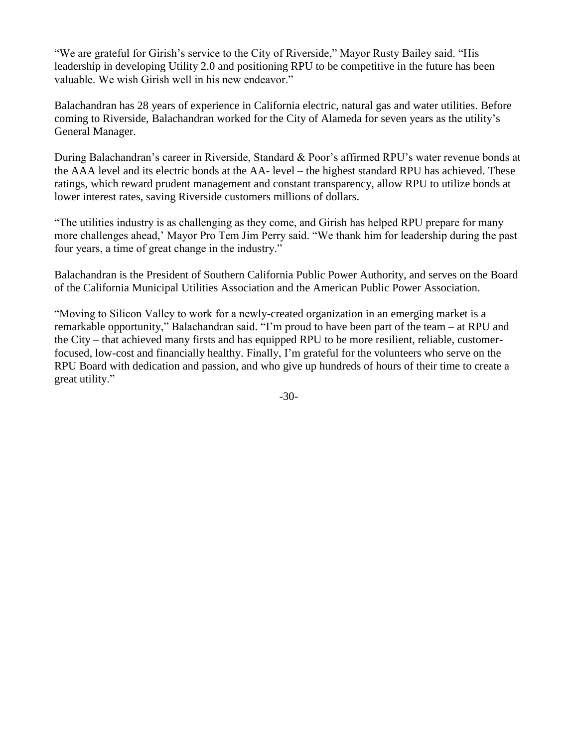"We are grateful for Girish's service to the City of Riverside," Mayor Rusty Bailey said. "His leadership in developing Utility 2.0 and positioning RPU to be competitive in the future has been valuable. We wish Girish well in his new endeavor."

Balachandran has 28 years of experience in California electric, natural gas and water utilities. Before coming to Riverside, Balachandran worked for the City of Alameda for seven years as the utility's General Manager.

During Balachandran's career in Riverside, Standard & Poor's affirmed RPU's water revenue bonds at the AAA level and its electric bonds at the AA- level – the highest standard RPU has achieved. These ratings, which reward prudent management and constant transparency, allow RPU to utilize bonds at lower interest rates, saving Riverside customers millions of dollars.

"The utilities industry is as challenging as they come, and Girish has helped RPU prepare for many more challenges ahead,' Mayor Pro Tem Jim Perry said. "We thank him for leadership during the past four years, a time of great change in the industry."

Balachandran is the President of Southern California Public Power Authority, and serves on the Board of the California Municipal Utilities Association and the American Public Power Association.

"Moving to Silicon Valley to work for a newly-created organization in an emerging market is a remarkable opportunity," Balachandran said. "I'm proud to have been part of the team – at RPU and the City – that achieved many firsts and has equipped RPU to be more resilient, reliable, customer-focused, low-cost and financially healthy. Finally, I'm grateful for the volunteers who serve on the RPU Board with dedication and passion, and who give up hundreds of hours of their time to create a great utility."

-30-